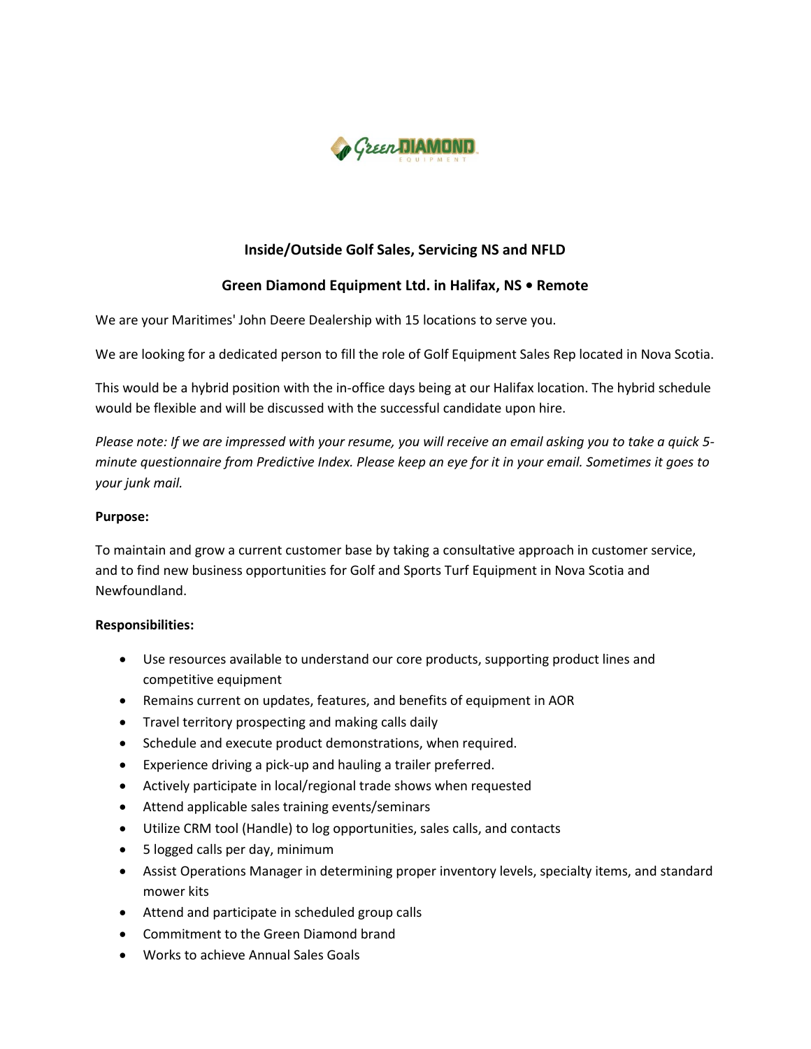## Inside/Outside Golf Sales, Servicing NS and NFLD

## Green Diamond Equipment Ltd. in Halifax, NS • Remote

We are your Maritimes' John Deere Dealership with 15 locations to serve you.

We are looking for a dedicated person to fill the role of Golf Equipment Sales Rep located in Nova Scotia.

This would be a hybrid position with the in-office days being at our Halifax location. The hybrid schedule would be flexible and will be discussed with the successful candidate upon hire.

*Please note: If we are impressed with your resume, you will receive an email asking you to take a quick 5-minute questionnaire from Predictive Index. Please keep an eye for it in your email. Sometimes it goes to your junk mail.*

**Purpose:**

To maintain and grow a current customer base by taking a consultative approach in customer service, and to find new business opportunities for Golf and Sports Turf Equipment in Nova Scotia and Newfoundland.

**Responsibilities:**

- Use resources available to understand our core products, supporting product lines and competitive equipment
- Remains current on updates, features, and benefits of equipment in AOR
- Travel territory prospecting and making calls daily
- Schedule and execute product demonstrations, when required.
- Experience driving a pick-up and hauling a trailer preferred.
- Actively participate in local/regional trade shows when requested
- Attend applicable sales training events/seminars
- Utilize CRM tool (Handle) to log opportunities, sales calls, and contacts
- 5 logged calls per day, minimum
- Assist Operations Manager in determining proper inventory levels, specialty items, and standard mower kits
- Attend and participate in scheduled group calls
- Commitment to the Green Diamond brand
- Works to achieve Annual Sales Goals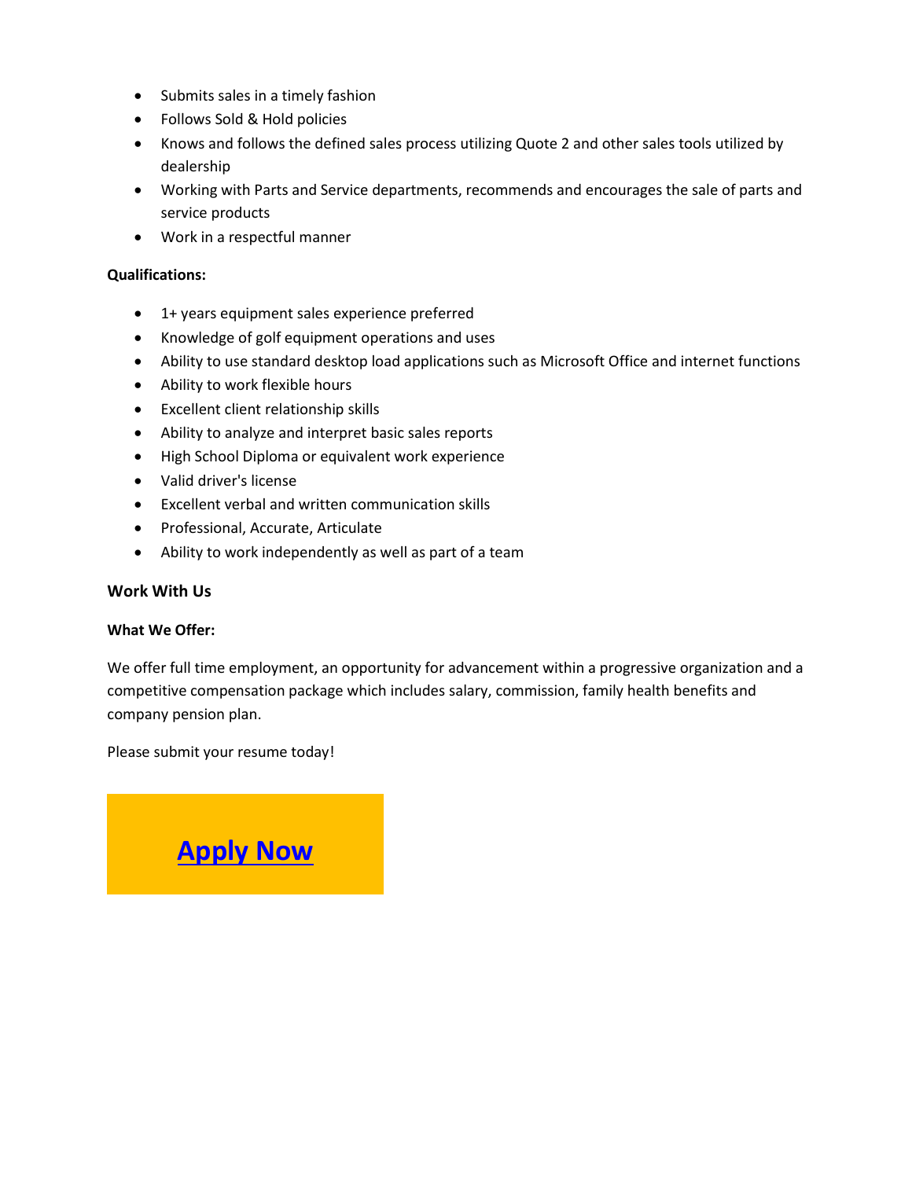- Submits sales in a timely fashion
- Follows Sold & Hold policies
- Knows and follows the defined sales process utilizing Quote 2 and other sales tools utilized by dealership
- Working with Parts and Service departments, recommends and encourages the sale of parts and service products
- Work in a respectful manner

**Qualifications:**

- 1+ years equipment sales experience preferred
- Knowledge of golf equipment operations and uses
- Ability to use standard desktop load applications such as Microsoft Office and internet functions
- Ability to work flexible hours
- Excellent client relationship skills
- Ability to analyze and interpret basic sales reports
- High School Diploma or equivalent work experience
- Valid driver's license
- Excellent verbal and written communication skills
- Professional, Accurate, Articulate
- Ability to work independently as well as part of a team

### Work With Us

**What We Offer:**

We offer full time employment, an opportunity for advancement within a progressive organization and a competitive compensation package which includes salary, commission, family health benefits and company pension plan.

Please submit your resume today!

**Apply Now**